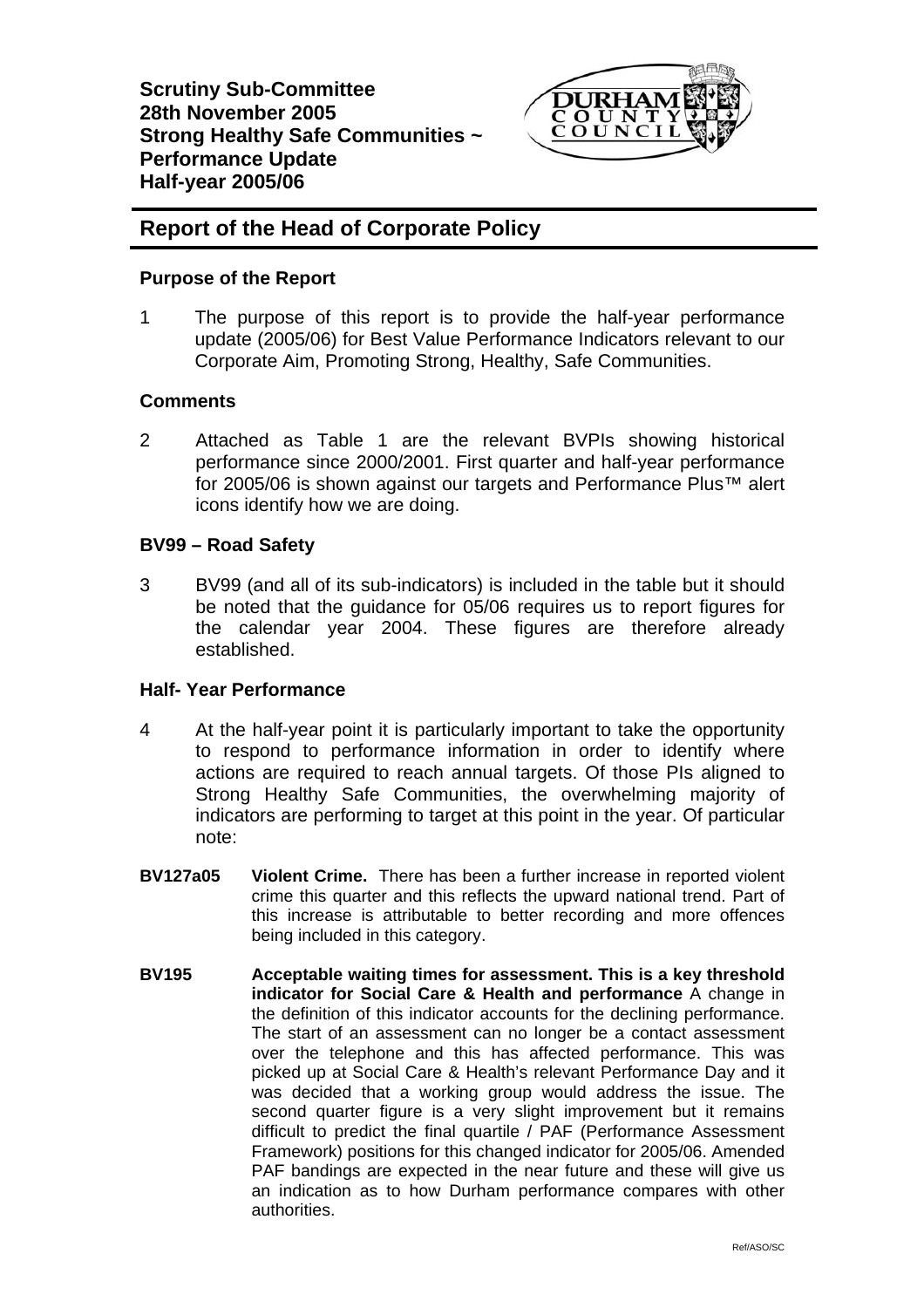**Scrutiny Sub-Committee**
**28th November 2005**
**Strong Healthy Safe Communities ~ Performance Update**
**Half-year 2005/06**

## Report of the Head of Corporate Policy

### Purpose of the Report

1 The purpose of this report is to provide the half-year performance update (2005/06) for Best Value Performance Indicators relevant to our Corporate Aim, Promoting Strong, Healthy, Safe Communities.

### Comments

2 Attached as Table 1 are the relevant BVPIs showing historical performance since 2000/2001. First quarter and half-year performance for 2005/06 is shown against our targets and Performance Plus™ alert icons identify how we are doing.

### BV99 – Road Safety

3 BV99 (and all of its sub-indicators) is included in the table but it should be noted that the guidance for 05/06 requires us to report figures for the calendar year 2004. These figures are therefore already established.

### Half- Year Performance

4 At the half-year point it is particularly important to take the opportunity to respond to performance information in order to identify where actions are required to reach annual targets. Of those PIs aligned to Strong Healthy Safe Communities, the overwhelming majority of indicators are performing to target at this point in the year. Of particular note:

**BV127a05** **Violent Crime.** There has been a further increase in reported violent crime this quarter and this reflects the upward national trend. Part of this increase is attributable to better recording and more offences being included in this category.

**BV195** **Acceptable waiting times for assessment. This is a key threshold indicator for Social Care & Health and performance** A change in the definition of this indicator accounts for the declining performance. The start of an assessment can no longer be a contact assessment over the telephone and this has affected performance. This was picked up at Social Care & Health's relevant Performance Day and it was decided that a working group would address the issue. The second quarter figure is a very slight improvement but it remains difficult to predict the final quartile / PAF (Performance Assessment Framework) positions for this changed indicator for 2005/06. Amended PAF bandings are expected in the near future and these will give us an indication as to how Durham performance compares with other authorities.

Ref/ASO/SC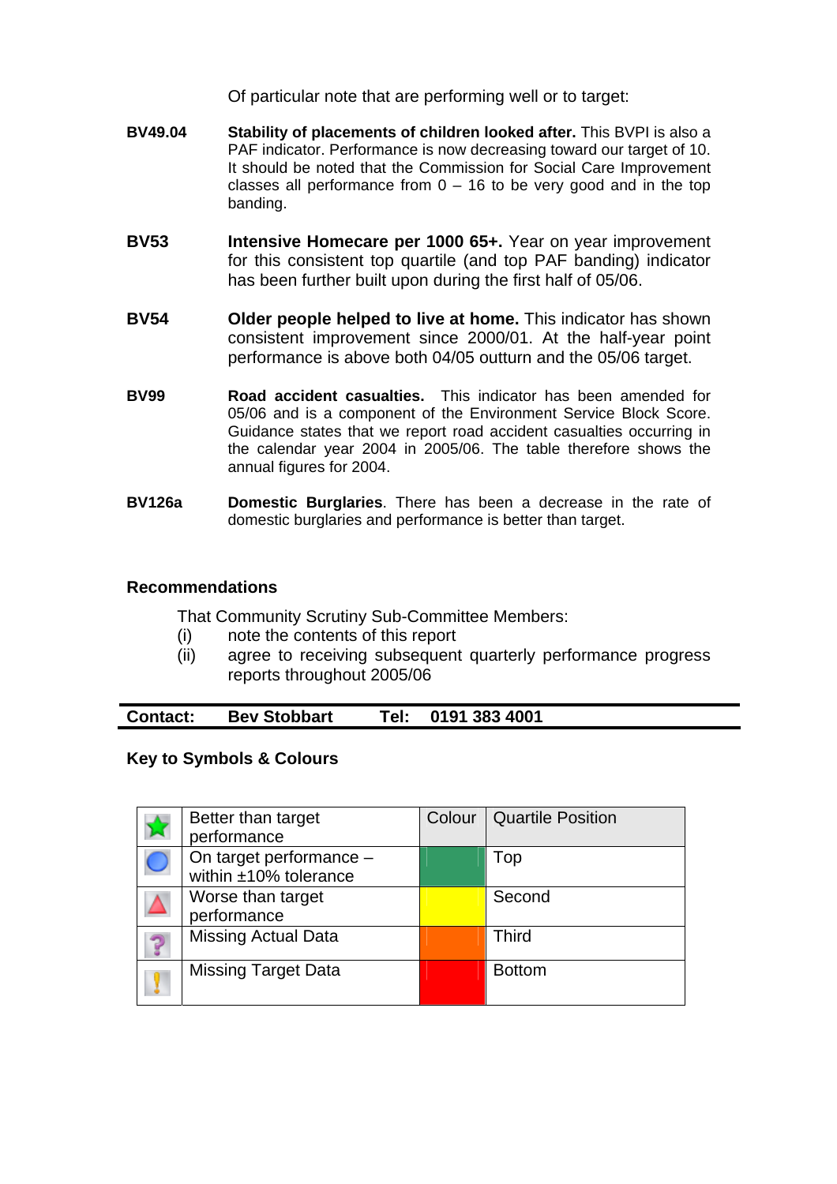Of particular note that are performing well or to target:

**BV49.04** **Stability of placements of children looked after.** This BVPI is also a PAF indicator. Performance is now decreasing toward our target of 10. It should be noted that the Commission for Social Care Improvement classes all performance from 0 – 16 to be very good and in the top banding.

**BV53** **Intensive Homecare per 1000 65+.** Year on year improvement for this consistent top quartile (and top PAF banding) indicator has been further built upon during the first half of 05/06.

**BV54** **Older people helped to live at home.** This indicator has shown consistent improvement since 2000/01. At the half-year point performance is above both 04/05 outturn and the 05/06 target.

**BV99** **Road accident casualties.** This indicator has been amended for 05/06 and is a component of the Environment Service Block Score. Guidance states that we report road accident casualties occurring in the calendar year 2004 in 2005/06. The table therefore shows the annual figures for 2004.

**BV126a** **Domestic Burglaries**. There has been a decrease in the rate of domestic burglaries and performance is better than target.

## Recommendations

That Community Scrutiny Sub-Committee Members:

(i) note the contents of this report

(ii) agree to receiving subsequent quarterly performance progress reports throughout 2005/06

**Contact:** **Bev Stobbart** **Tel:** **0191 383 4001**

## Key to Symbols & Colours

| | | Colour | Quartile Position |
|---|---|---|---|
| Green star | Better than target performance | | |
| Blue circle | On target performance – within ±10% tolerance | Green | Top |
| Red triangle | Worse than target performance | Yellow | Second |
| ? | Missing Actual Data | Orange | Third |
| ! | Missing Target Data | Red | Bottom |